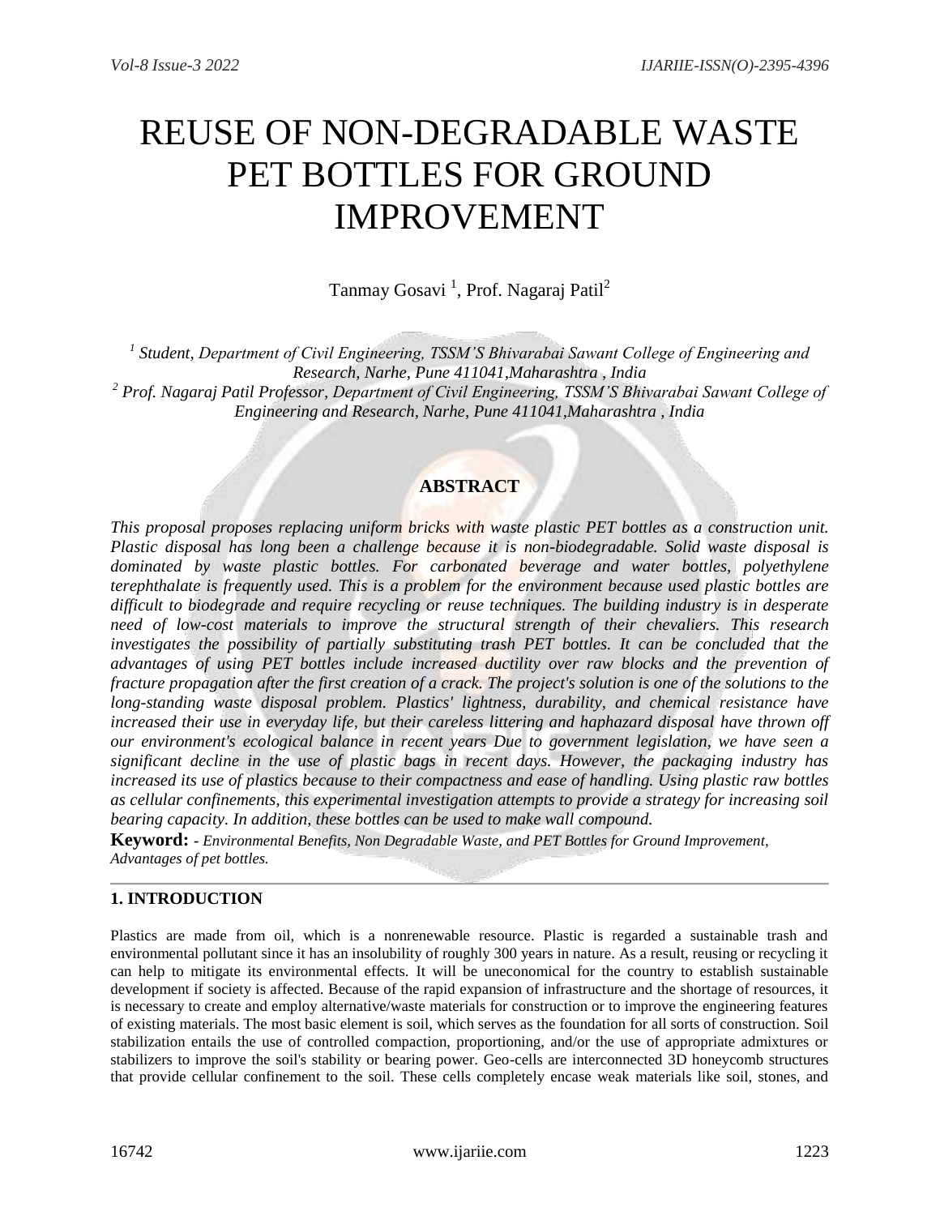# REUSE OF NON-DEGRADABLE WASTE PET BOTTLES FOR GROUND IMPROVEMENT

Tanmay Gosavi [1], Prof. Nagaraj Patil[2]

[1] *Student, Department of Civil Engineering, TSSM'S Bhivarabai Sawant College of Engineering and Research, Narhe, Pune 411041,Maharashtra , India*
[2] *Prof. Nagaraj Patil Professor, Department of Civil Engineering, TSSM'S Bhivarabai Sawant College of Engineering and Research, Narhe, Pune 411041,Maharashtra , India*

## ABSTRACT

*This proposal proposes replacing uniform bricks with waste plastic PET bottles as a construction unit. Plastic disposal has long been a challenge because it is non-biodegradable. Solid waste disposal is dominated by waste plastic bottles. For carbonated beverage and water bottles, polyethylene terephthalate is frequently used. This is a problem for the environment because used plastic bottles are difficult to biodegrade and require recycling or reuse techniques. The building industry is in desperate need of low-cost materials to improve the structural strength of their chevaliers. This research investigates the possibility of partially substituting trash PET bottles. It can be concluded that the advantages of using PET bottles include increased ductility over raw blocks and the prevention of fracture propagation after the first creation of a crack. The project's solution is one of the solutions to the long-standing waste disposal problem. Plastics' lightness, durability, and chemical resistance have increased their use in everyday life, but their careless littering and haphazard disposal have thrown off our environment's ecological balance in recent years Due to government legislation, we have seen a significant decline in the use of plastic bags in recent days. However, the packaging industry has increased its use of plastics because to their compactness and ease of handling. Using plastic raw bottles as cellular confinements, this experimental investigation attempts to provide a strategy for increasing soil bearing capacity. In addition, these bottles can be used to make wall compound.*

**Keyword:** - *Environmental Benefits, Non Degradable Waste, and PET Bottles for Ground Improvement, Advantages of pet bottles.*

## 1. INTRODUCTION

Plastics are made from oil, which is a nonrenewable resource. Plastic is regarded a sustainable trash and environmental pollutant since it has an insolubility of roughly 300 years in nature. As a result, reusing or recycling it can help to mitigate its environmental effects. It will be uneconomical for the country to establish sustainable development if society is affected. Because of the rapid expansion of infrastructure and the shortage of resources, it is necessary to create and employ alternative/waste materials for construction or to improve the engineering features of existing materials. The most basic element is soil, which serves as the foundation for all sorts of construction. Soil stabilization entails the use of controlled compaction, proportioning, and/or the use of appropriate admixtures or stabilizers to improve the soil's stability or bearing power. Geo-cells are interconnected 3D honeycomb structures that provide cellular confinement to the soil. These cells completely encase weak materials like soil, stones, and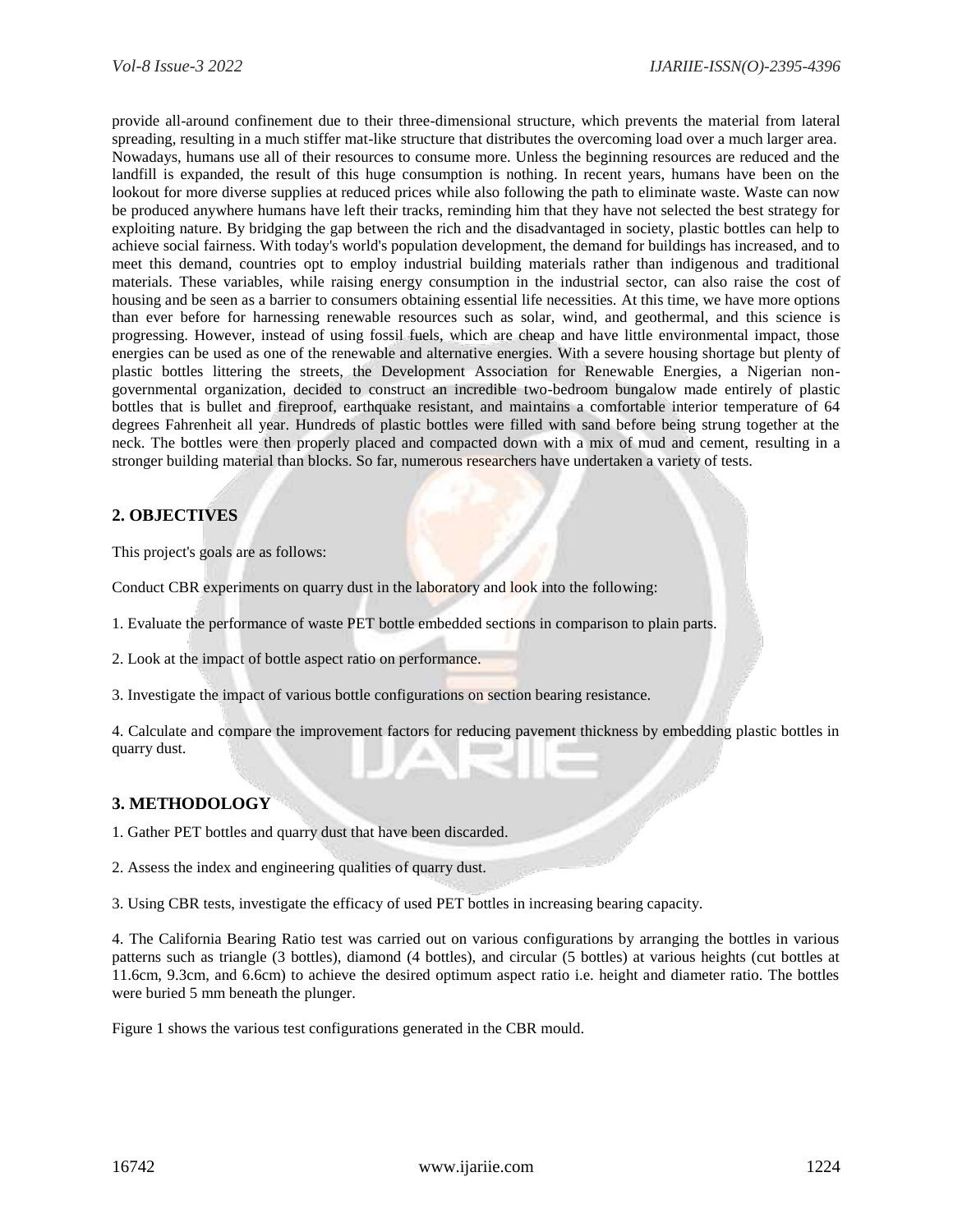provide all-around confinement due to their three-dimensional structure, which prevents the material from lateral spreading, resulting in a much stiffer mat-like structure that distributes the overcoming load over a much larger area. Nowadays, humans use all of their resources to consume more. Unless the beginning resources are reduced and the landfill is expanded, the result of this huge consumption is nothing. In recent years, humans have been on the lookout for more diverse supplies at reduced prices while also following the path to eliminate waste. Waste can now be produced anywhere humans have left their tracks, reminding him that they have not selected the best strategy for exploiting nature. By bridging the gap between the rich and the disadvantaged in society, plastic bottles can help to achieve social fairness. With today's world's population development, the demand for buildings has increased, and to meet this demand, countries opt to employ industrial building materials rather than indigenous and traditional materials. These variables, while raising energy consumption in the industrial sector, can also raise the cost of housing and be seen as a barrier to consumers obtaining essential life necessities. At this time, we have more options than ever before for harnessing renewable resources such as solar, wind, and geothermal, and this science is progressing. However, instead of using fossil fuels, which are cheap and have little environmental impact, those energies can be used as one of the renewable and alternative energies. With a severe housing shortage but plenty of plastic bottles littering the streets, the Development Association for Renewable Energies, a Nigerian non-governmental organization, decided to construct an incredible two-bedroom bungalow made entirely of plastic bottles that is bullet and fireproof, earthquake resistant, and maintains a comfortable interior temperature of 64 degrees Fahrenheit all year. Hundreds of plastic bottles were filled with sand before being strung together at the neck. The bottles were then properly placed and compacted down with a mix of mud and cement, resulting in a stronger building material than blocks. So far, numerous researchers have undertaken a variety of tests.

## 2. OBJECTIVES

This project's goals are as follows:

Conduct CBR experiments on quarry dust in the laboratory and look into the following:

1. Evaluate the performance of waste PET bottle embedded sections in comparison to plain parts.

2. Look at the impact of bottle aspect ratio on performance.

3. Investigate the impact of various bottle configurations on section bearing resistance.

4. Calculate and compare the improvement factors for reducing pavement thickness by embedding plastic bottles in quarry dust.

## 3. METHODOLOGY

1. Gather PET bottles and quarry dust that have been discarded.

2. Assess the index and engineering qualities of quarry dust.

3. Using CBR tests, investigate the efficacy of used PET bottles in increasing bearing capacity.

4. The California Bearing Ratio test was carried out on various configurations by arranging the bottles in various patterns such as triangle (3 bottles), diamond (4 bottles), and circular (5 bottles) at various heights (cut bottles at 11.6cm, 9.3cm, and 6.6cm) to achieve the desired optimum aspect ratio i.e. height and diameter ratio. The bottles were buried 5 mm beneath the plunger.

Figure 1 shows the various test configurations generated in the CBR mould.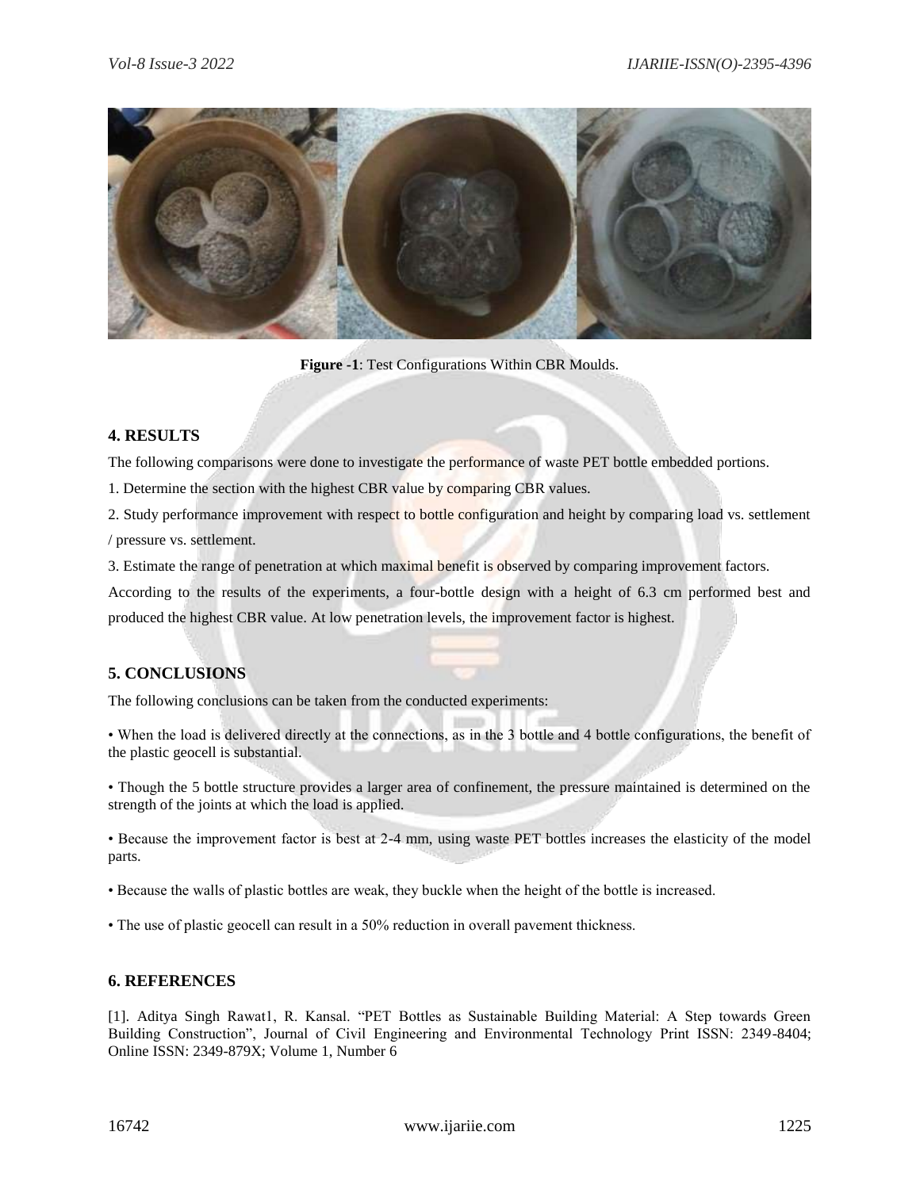Figure -1: Test Configurations Within CBR Moulds.

## 4. RESULTS

The following comparisons were done to investigate the performance of waste PET bottle embedded portions.

1. Determine the section with the highest CBR value by comparing CBR values.

2. Study performance improvement with respect to bottle configuration and height by comparing load vs. settlement / pressure vs. settlement.

3. Estimate the range of penetration at which maximal benefit is observed by comparing improvement factors.

According to the results of the experiments, a four-bottle design with a height of 6.3 cm performed best and produced the highest CBR value. At low penetration levels, the improvement factor is highest.

## 5. CONCLUSIONS

The following conclusions can be taken from the conducted experiments:

• When the load is delivered directly at the connections, as in the 3 bottle and 4 bottle configurations, the benefit of the plastic geocell is substantial.

• Though the 5 bottle structure provides a larger area of confinement, the pressure maintained is determined on the strength of the joints at which the load is applied.

• Because the improvement factor is best at 2-4 mm, using waste PET bottles increases the elasticity of the model parts.

• Because the walls of plastic bottles are weak, they buckle when the height of the bottle is increased.

• The use of plastic geocell can result in a 50% reduction in overall pavement thickness.

## 6. REFERENCES

[1]. Aditya Singh Rawat1, R. Kansal. "PET Bottles as Sustainable Building Material: A Step towards Green Building Construction", Journal of Civil Engineering and Environmental Technology Print ISSN: 2349-8404; Online ISSN: 2349-879X; Volume 1, Number 6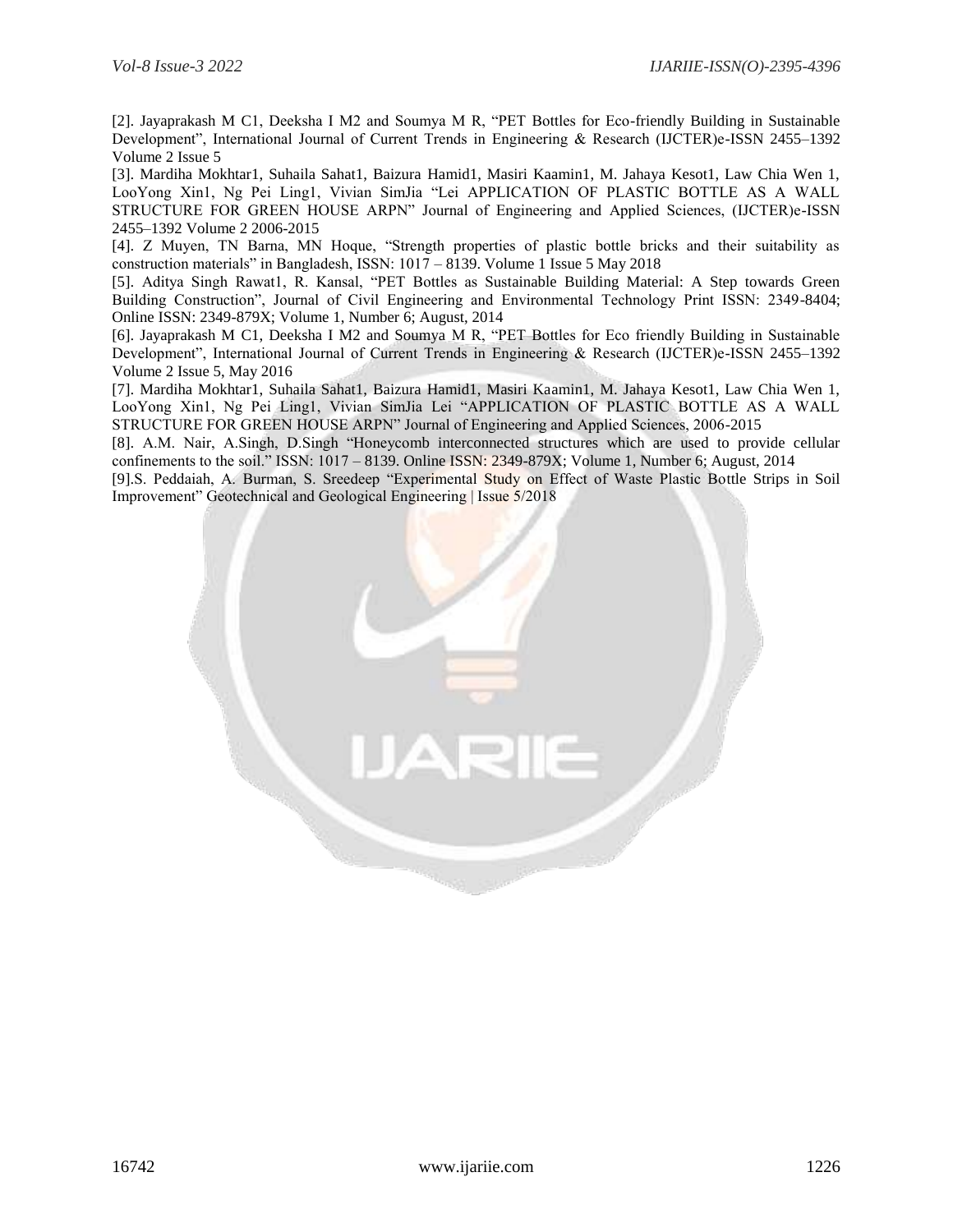[2]. Jayaprakash M C1, Deeksha I M2 and Soumya M R, "PET Bottles for Eco-friendly Building in Sustainable Development", International Journal of Current Trends in Engineering & Research (IJCTER)e-ISSN 2455–1392 Volume 2 Issue 5

[3]. Mardiha Mokhtar1, Suhaila Sahat1, Baizura Hamid1, Masiri Kaamin1, M. Jahaya Kesot1, Law Chia Wen 1, LooYong Xin1, Ng Pei Ling1, Vivian SimJia "Lei APPLICATION OF PLASTIC BOTTLE AS A WALL STRUCTURE FOR GREEN HOUSE ARPN" Journal of Engineering and Applied Sciences, (IJCTER)e-ISSN 2455–1392 Volume 2 2006-2015

[4]. Z Muyen, TN Barna, MN Hoque, "Strength properties of plastic bottle bricks and their suitability as construction materials" in Bangladesh, ISSN: 1017 – 8139. Volume 1 Issue 5 May 2018

[5]. Aditya Singh Rawat1, R. Kansal, "PET Bottles as Sustainable Building Material: A Step towards Green Building Construction", Journal of Civil Engineering and Environmental Technology Print ISSN: 2349-8404; Online ISSN: 2349-879X; Volume 1, Number 6; August, 2014

[6]. Jayaprakash M C1, Deeksha I M2 and Soumya M R, "PET Bottles for Eco friendly Building in Sustainable Development", International Journal of Current Trends in Engineering & Research (IJCTER)e-ISSN 2455–1392 Volume 2 Issue 5, May 2016

[7]. Mardiha Mokhtar1, Suhaila Sahat1, Baizura Hamid1, Masiri Kaamin1, M. Jahaya Kesot1, Law Chia Wen 1, LooYong Xin1, Ng Pei Ling1, Vivian SimJia Lei "APPLICATION OF PLASTIC BOTTLE AS A WALL STRUCTURE FOR GREEN HOUSE ARPN" Journal of Engineering and Applied Sciences, 2006-2015

[8]. A.M. Nair, A.Singh, D.Singh "Honeycomb interconnected structures which are used to provide cellular confinements to the soil." ISSN: 1017 – 8139. Online ISSN: 2349-879X; Volume 1, Number 6; August, 2014

[9].S. Peddaiah, A. Burman, S. Sreedeep "Experimental Study on Effect of Waste Plastic Bottle Strips in Soil Improvement" Geotechnical and Geological Engineering | Issue 5/2018